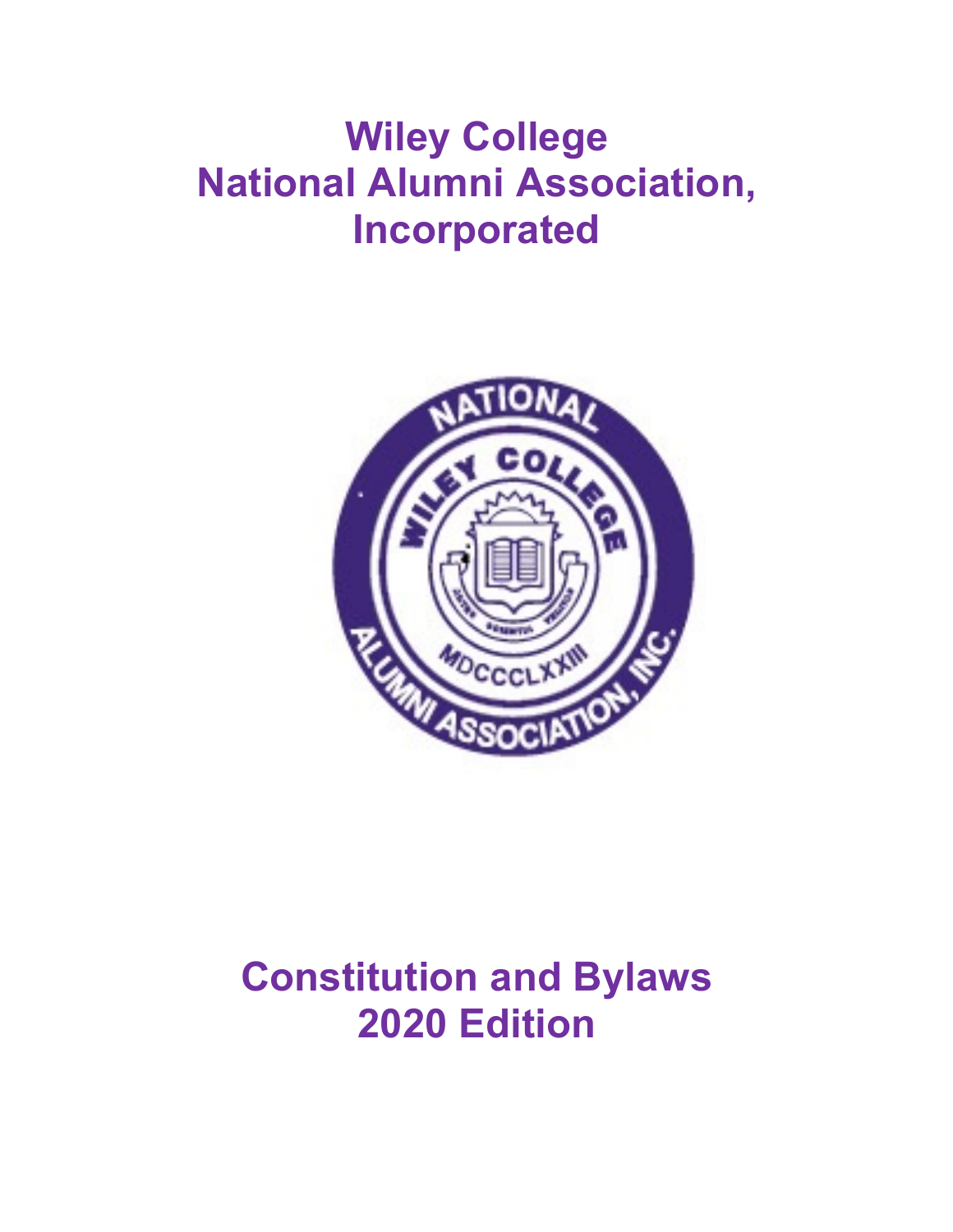# Wiley College National Alumni Association, Incorporated

# Constitution and Bylaws 2020 Edition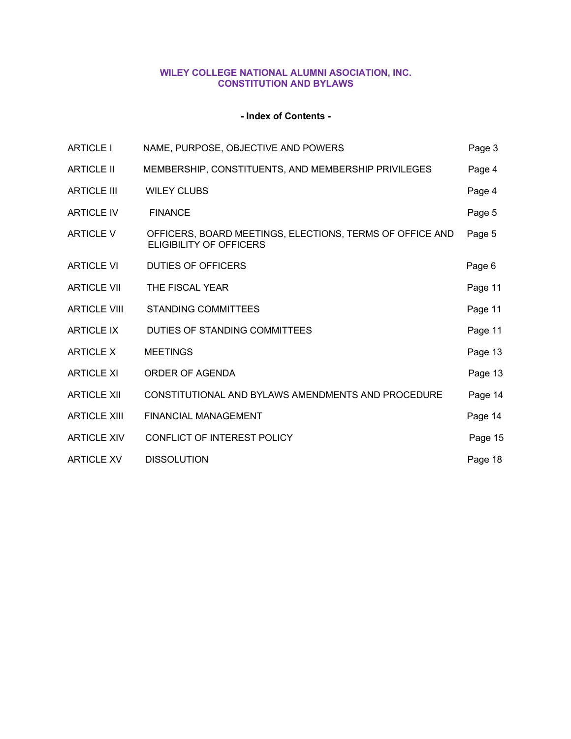**WILEY COLLEGE NATIONAL ALUMNI ASOCIATION, INC.**
**CONSTITUTION AND BYLAWS**

**- Index of Contents -**

| | | |
|---|---|---|
| ARTICLE I | NAME, PURPOSE, OBJECTIVE AND POWERS | Page 3 |
| ARTICLE II | MEMBERSHIP, CONSTITUENTS, AND MEMBERSHIP PRIVILEGES | Page 4 |
| ARTICLE III | WILEY CLUBS | Page 4 |
| ARTICLE IV | FINANCE | Page 5 |
| ARTICLE V | OFFICERS, BOARD MEETINGS, ELECTIONS, TERMS OF OFFICE AND ELIGIBILITY OF OFFICERS | Page 5 |
| ARTICLE VI | DUTIES OF OFFICERS | Page 6 |
| ARTICLE VII | THE FISCAL YEAR | Page 11 |
| ARTICLE VIII | STANDING COMMITTEES | Page 11 |
| ARTICLE IX | DUTIES OF STANDING COMMITTEES | Page 11 |
| ARTICLE X | MEETINGS | Page 13 |
| ARTICLE XI | ORDER OF AGENDA | Page 13 |
| ARTICLE XII | CONSTITUTIONAL AND BYLAWS AMENDMENTS AND PROCEDURE | Page 14 |
| ARTICLE XIII | FINANCIAL MANAGEMENT | Page 14 |
| ARTICLE XIV | CONFLICT OF INTEREST POLICY | Page 15 |
| ARTICLE XV | DISSOLUTION | Page 18 |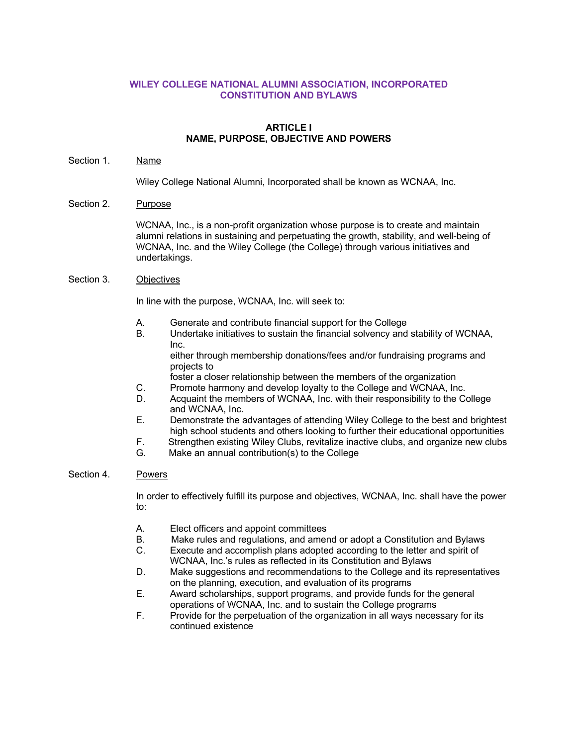# WILEY COLLEGE NATIONAL ALUMNI ASSOCIATION, INCORPORATED
# CONSTITUTION AND BYLAWS

## ARTICLE I
## NAME, PURPOSE, OBJECTIVE AND POWERS

Section 1. Name

Wiley College National Alumni, Incorporated shall be known as WCNAA, Inc.

Section 2. Purpose

WCNAA, Inc., is a non-profit organization whose purpose is to create and maintain alumni relations in sustaining and perpetuating the growth, stability, and well-being of WCNAA, Inc. and the Wiley College (the College) through various initiatives and undertakings.

Section 3. Objectives

In line with the purpose, WCNAA, Inc. will seek to:

A. Generate and contribute financial support for the College
B. Undertake initiatives to sustain the financial solvency and stability of WCNAA, Inc.
either through membership donations/fees and/or fundraising programs and projects to
foster a closer relationship between the members of the organization
C. Promote harmony and develop loyalty to the College and WCNAA, Inc.
D. Acquaint the members of WCNAA, Inc. with their responsibility to the College and WCNAA, Inc.
E. Demonstrate the advantages of attending Wiley College to the best and brightest high school students and others looking to further their educational opportunities
F. Strengthen existing Wiley Clubs, revitalize inactive clubs, and organize new clubs
G. Make an annual contribution(s) to the College

Section 4. Powers

In order to effectively fulfill its purpose and objectives, WCNAA, Inc. shall have the power to:

A. Elect officers and appoint committees
B. Make rules and regulations, and amend or adopt a Constitution and Bylaws
C. Execute and accomplish plans adopted according to the letter and spirit of WCNAA, Inc.'s rules as reflected in its Constitution and Bylaws
D. Make suggestions and recommendations to the College and its representatives on the planning, execution, and evaluation of its programs
E. Award scholarships, support programs, and provide funds for the general operations of WCNAA, Inc. and to sustain the College programs
F. Provide for the perpetuation of the organization in all ways necessary for its continued existence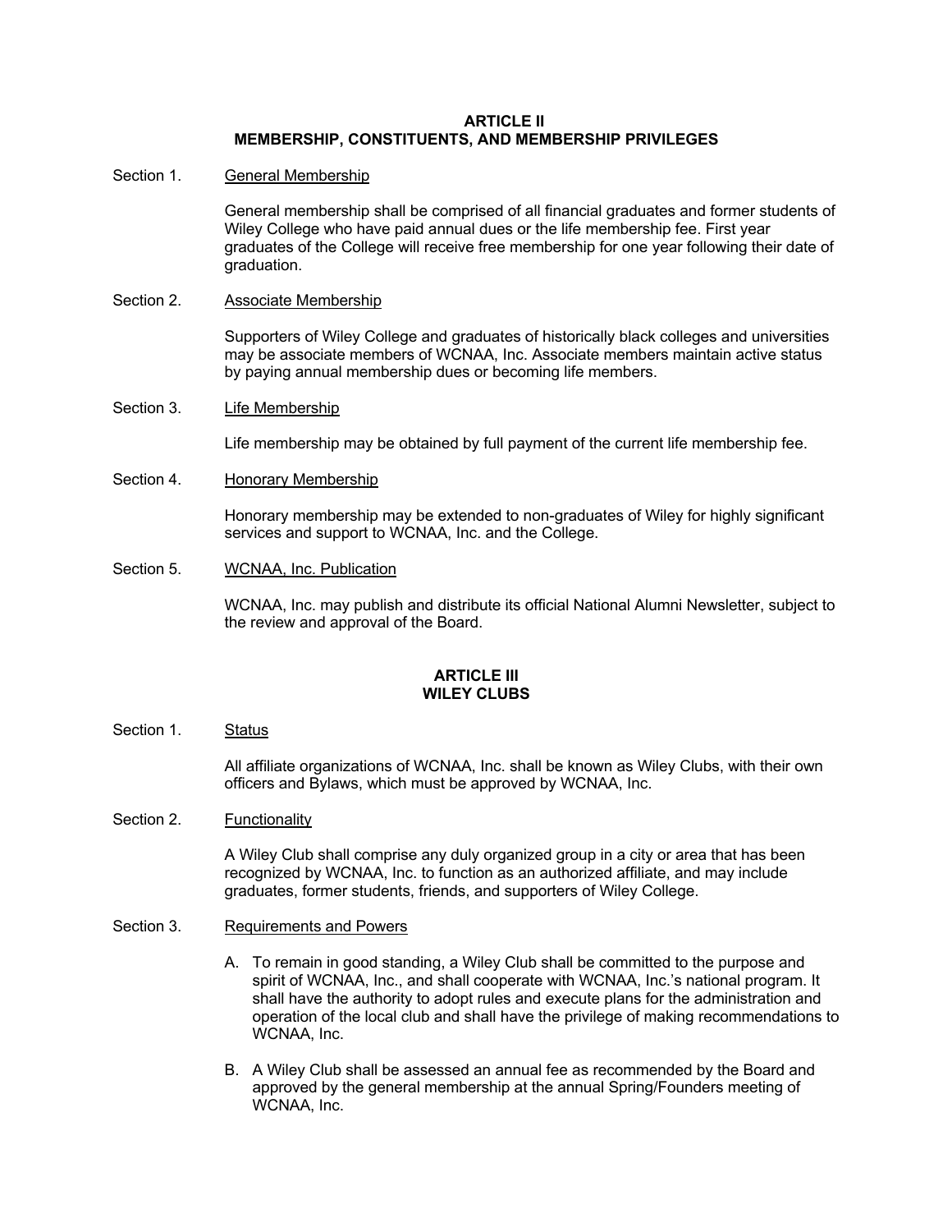## ARTICLE II
## MEMBERSHIP, CONSTITUENTS, AND MEMBERSHIP PRIVILEGES

Section 1. General Membership

General membership shall be comprised of all financial graduates and former students of Wiley College who have paid annual dues or the life membership fee. First year graduates of the College will receive free membership for one year following their date of graduation.

Section 2. Associate Membership

Supporters of Wiley College and graduates of historically black colleges and universities may be associate members of WCNAA, Inc. Associate members maintain active status by paying annual membership dues or becoming life members.

Section 3. Life Membership

Life membership may be obtained by full payment of the current life membership fee.

Section 4. Honorary Membership

Honorary membership may be extended to non-graduates of Wiley for highly significant services and support to WCNAA, Inc. and the College.

Section 5. WCNAA, Inc. Publication

WCNAA, Inc. may publish and distribute its official National Alumni Newsletter, subject to the review and approval of the Board.

## ARTICLE III
## WILEY CLUBS

Section 1. Status

All affiliate organizations of WCNAA, Inc. shall be known as Wiley Clubs, with their own officers and Bylaws, which must be approved by WCNAA, Inc.

Section 2. Functionality

A Wiley Club shall comprise any duly organized group in a city or area that has been recognized by WCNAA, Inc. to function as an authorized affiliate, and may include graduates, former students, friends, and supporters of Wiley College.

Section 3. Requirements and Powers

A. To remain in good standing, a Wiley Club shall be committed to the purpose and spirit of WCNAA, Inc., and shall cooperate with WCNAA, Inc.'s national program. It shall have the authority to adopt rules and execute plans for the administration and operation of the local club and shall have the privilege of making recommendations to WCNAA, Inc.

B. A Wiley Club shall be assessed an annual fee as recommended by the Board and approved by the general membership at the annual Spring/Founders meeting of WCNAA, Inc.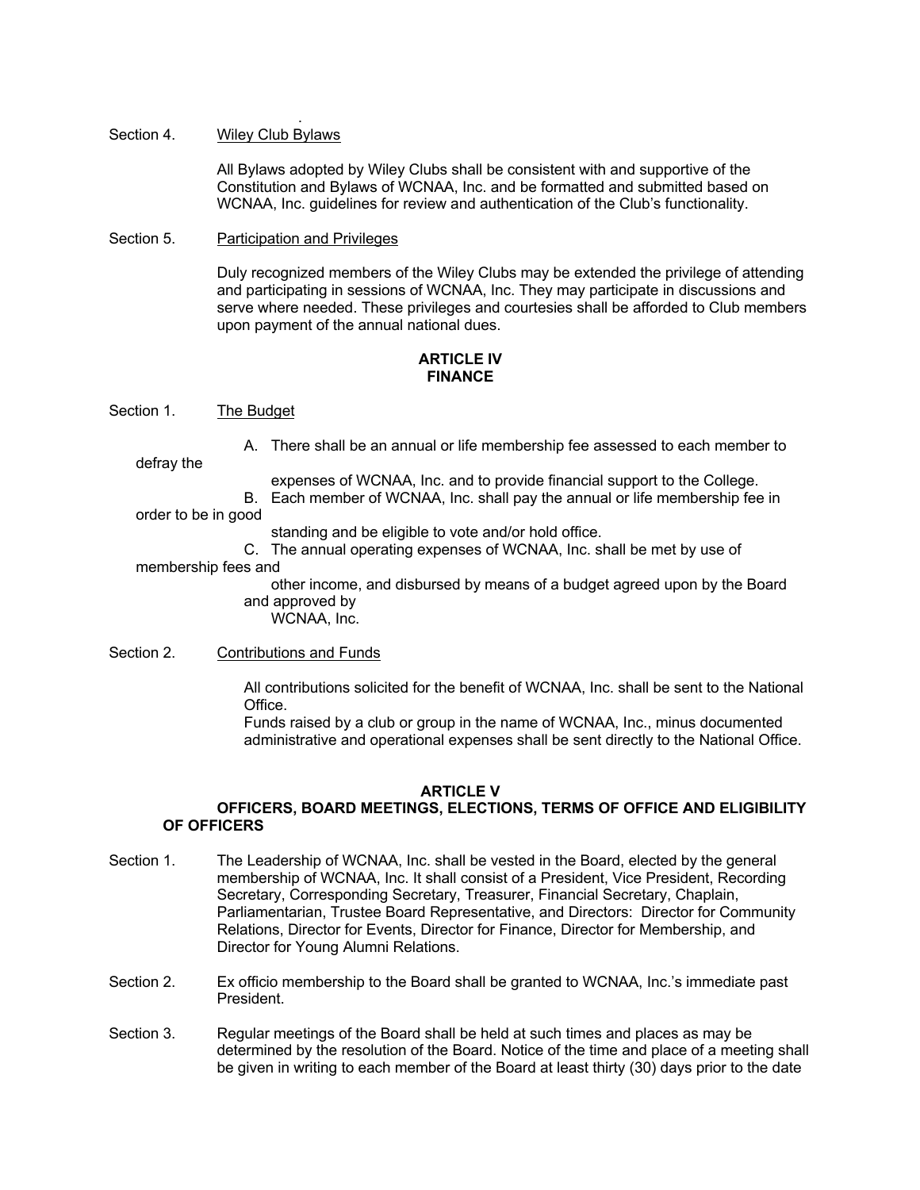Section 4. Wiley Club Bylaws

All Bylaws adopted by Wiley Clubs shall be consistent with and supportive of the Constitution and Bylaws of WCNAA, Inc. and be formatted and submitted based on WCNAA, Inc. guidelines for review and authentication of the Club's functionality.

Section 5. Participation and Privileges

Duly recognized members of the Wiley Clubs may be extended the privilege of attending and participating in sessions of WCNAA, Inc. They may participate in discussions and serve where needed. These privileges and courtesies shall be afforded to Club members upon payment of the annual national dues.

## ARTICLE IV
## FINANCE

Section 1. The Budget

A. There shall be an annual or life membership fee assessed to each member to defray the expenses of WCNAA, Inc. and to provide financial support to the College.

B. Each member of WCNAA, Inc. shall pay the annual or life membership fee in order to be in good standing and be eligible to vote and/or hold office.

C. The annual operating expenses of WCNAA, Inc. shall be met by use of membership fees and other income, and disbursed by means of a budget agreed upon by the Board and approved by WCNAA, Inc.

Section 2. Contributions and Funds

All contributions solicited for the benefit of WCNAA, Inc. shall be sent to the National Office.

Funds raised by a club or group in the name of WCNAA, Inc., minus documented administrative and operational expenses shall be sent directly to the National Office.

## ARTICLE V
## OFFICERS, BOARD MEETINGS, ELECTIONS, TERMS OF OFFICE AND ELIGIBILITY OF OFFICERS

Section 1. The Leadership of WCNAA, Inc. shall be vested in the Board, elected by the general membership of WCNAA, Inc. It shall consist of a President, Vice President, Recording Secretary, Corresponding Secretary, Treasurer, Financial Secretary, Chaplain, Parliamentarian, Trustee Board Representative, and Directors: Director for Community Relations, Director for Events, Director for Finance, Director for Membership, and Director for Young Alumni Relations.

Section 2. Ex officio membership to the Board shall be granted to WCNAA, Inc.'s immediate past President.

Section 3. Regular meetings of the Board shall be held at such times and places as may be determined by the resolution of the Board. Notice of the time and place of a meeting shall be given in writing to each member of the Board at least thirty (30) days prior to the date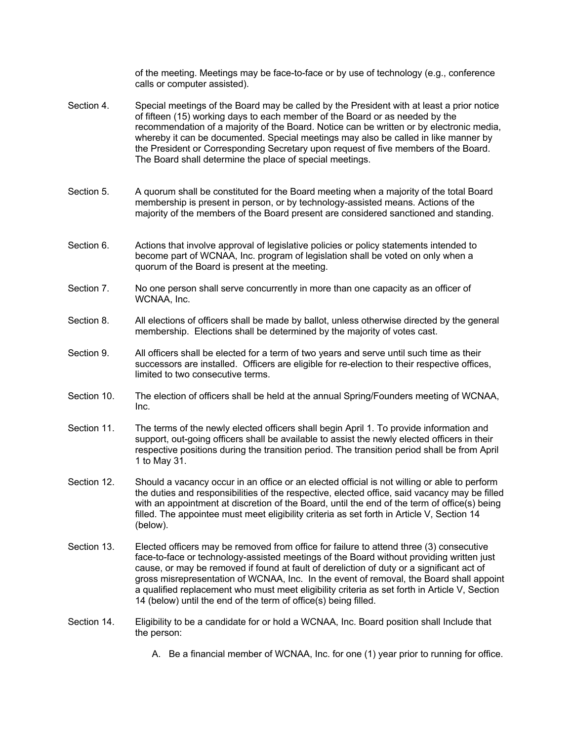of the meeting. Meetings may be face-to-face or by use of technology (e.g., conference calls or computer assisted).

Section 4. Special meetings of the Board may be called by the President with at least a prior notice of fifteen (15) working days to each member of the Board or as needed by the recommendation of a majority of the Board. Notice can be written or by electronic media, whereby it can be documented. Special meetings may also be called in like manner by the President or Corresponding Secretary upon request of five members of the Board. The Board shall determine the place of special meetings.

Section 5. A quorum shall be constituted for the Board meeting when a majority of the total Board membership is present in person, or by technology-assisted means. Actions of the majority of the members of the Board present are considered sanctioned and standing.

Section 6. Actions that involve approval of legislative policies or policy statements intended to become part of WCNAA, Inc. program of legislation shall be voted on only when a quorum of the Board is present at the meeting.

Section 7. No one person shall serve concurrently in more than one capacity as an officer of WCNAA, Inc.

Section 8. All elections of officers shall be made by ballot, unless otherwise directed by the general membership. Elections shall be determined by the majority of votes cast.

Section 9. All officers shall be elected for a term of two years and serve until such time as their successors are installed. Officers are eligible for re-election to their respective offices, limited to two consecutive terms.

Section 10. The election of officers shall be held at the annual Spring/Founders meeting of WCNAA, Inc.

Section 11. The terms of the newly elected officers shall begin April 1. To provide information and support, out-going officers shall be available to assist the newly elected officers in their respective positions during the transition period. The transition period shall be from April 1 to May 31.

Section 12. Should a vacancy occur in an office or an elected official is not willing or able to perform the duties and responsibilities of the respective, elected office, said vacancy may be filled with an appointment at discretion of the Board, until the end of the term of office(s) being filled. The appointee must meet eligibility criteria as set forth in Article V, Section 14 (below).

Section 13. Elected officers may be removed from office for failure to attend three (3) consecutive face-to-face or technology-assisted meetings of the Board without providing written just cause, or may be removed if found at fault of dereliction of duty or a significant act of gross misrepresentation of WCNAA, Inc. In the event of removal, the Board shall appoint a qualified replacement who must meet eligibility criteria as set forth in Article V, Section 14 (below) until the end of the term of office(s) being filled.

Section 14. Eligibility to be a candidate for or hold a WCNAA, Inc. Board position shall Include that the person:

A. Be a financial member of WCNAA, Inc. for one (1) year prior to running for office.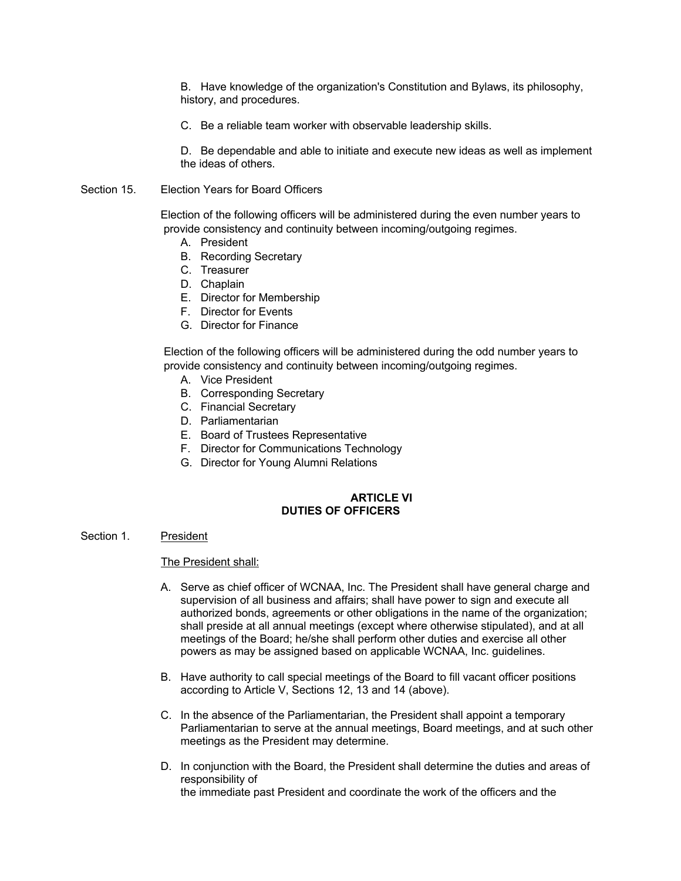B. Have knowledge of the organization's Constitution and Bylaws, its philosophy, history, and procedures.

C. Be a reliable team worker with observable leadership skills.

D. Be dependable and able to initiate and execute new ideas as well as implement the ideas of others.

Section 15. Election Years for Board Officers

Election of the following officers will be administered during the even number years to provide consistency and continuity between incoming/outgoing regimes.

A. President
B. Recording Secretary
C. Treasurer
D. Chaplain
E. Director for Membership
F. Director for Events
G. Director for Finance

Election of the following officers will be administered during the odd number years to provide consistency and continuity between incoming/outgoing regimes.

A. Vice President
B. Corresponding Secretary
C. Financial Secretary
D. Parliamentarian
E. Board of Trustees Representative
F. Director for Communications Technology
G. Director for Young Alumni Relations

## ARTICLE VI
## DUTIES OF OFFICERS

Section 1. President

The President shall:

A. Serve as chief officer of WCNAA, Inc. The President shall have general charge and supervision of all business and affairs; shall have power to sign and execute all authorized bonds, agreements or other obligations in the name of the organization; shall preside at all annual meetings (except where otherwise stipulated), and at all meetings of the Board; he/she shall perform other duties and exercise all other powers as may be assigned based on applicable WCNAA, Inc. guidelines.

B. Have authority to call special meetings of the Board to fill vacant officer positions according to Article V, Sections 12, 13 and 14 (above).

C. In the absence of the Parliamentarian, the President shall appoint a temporary Parliamentarian to serve at the annual meetings, Board meetings, and at such other meetings as the President may determine.

D. In conjunction with the Board, the President shall determine the duties and areas of responsibility of
the immediate past President and coordinate the work of the officers and the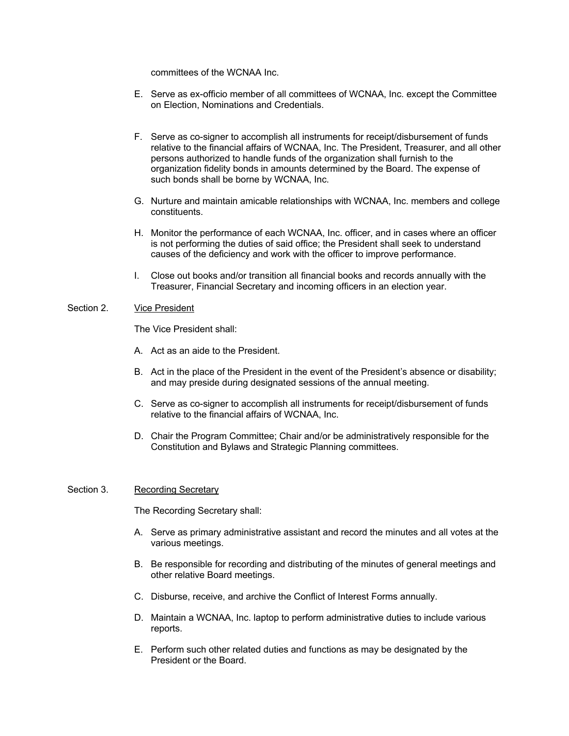committees of the WCNAA Inc.

E. Serve as ex-officio member of all committees of WCNAA, Inc. except the Committee on Election, Nominations and Credentials.

F. Serve as co-signer to accomplish all instruments for receipt/disbursement of funds relative to the financial affairs of WCNAA, Inc. The President, Treasurer, and all other persons authorized to handle funds of the organization shall furnish to the organization fidelity bonds in amounts determined by the Board. The expense of such bonds shall be borne by WCNAA, Inc.

G. Nurture and maintain amicable relationships with WCNAA, Inc. members and college constituents.

H. Monitor the performance of each WCNAA, Inc. officer, and in cases where an officer is not performing the duties of said office; the President shall seek to understand causes of the deficiency and work with the officer to improve performance.

I. Close out books and/or transition all financial books and records annually with the Treasurer, Financial Secretary and incoming officers in an election year.

Section 2. Vice President

The Vice President shall:

A. Act as an aide to the President.

B. Act in the place of the President in the event of the President's absence or disability; and may preside during designated sessions of the annual meeting.

C. Serve as co-signer to accomplish all instruments for receipt/disbursement of funds relative to the financial affairs of WCNAA, Inc.

D. Chair the Program Committee; Chair and/or be administratively responsible for the Constitution and Bylaws and Strategic Planning committees.

Section 3. Recording Secretary

The Recording Secretary shall:

A. Serve as primary administrative assistant and record the minutes and all votes at the various meetings.

B. Be responsible for recording and distributing of the minutes of general meetings and other relative Board meetings.

C. Disburse, receive, and archive the Conflict of Interest Forms annually.

D. Maintain a WCNAA, Inc. laptop to perform administrative duties to include various reports.

E. Perform such other related duties and functions as may be designated by the President or the Board.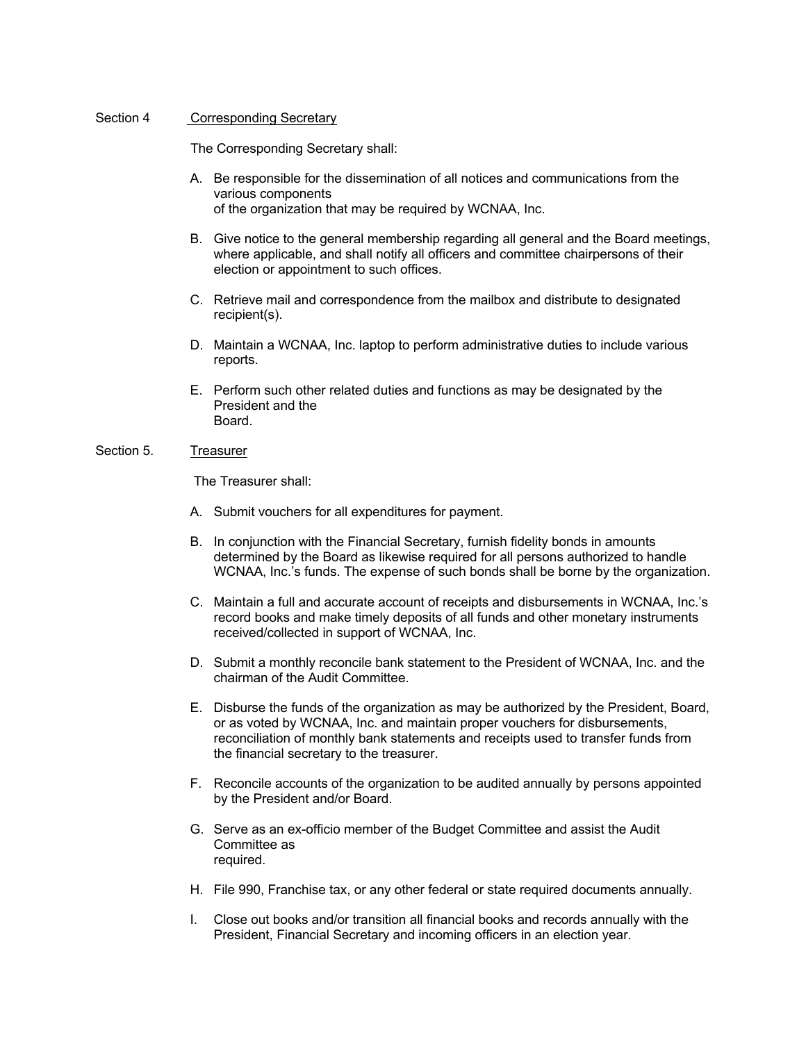Section 4 Corresponding Secretary

The Corresponding Secretary shall:

A. Be responsible for the dissemination of all notices and communications from the various components of the organization that may be required by WCNAA, Inc.

B. Give notice to the general membership regarding all general and the Board meetings, where applicable, and shall notify all officers and committee chairpersons of their election or appointment to such offices.

C. Retrieve mail and correspondence from the mailbox and distribute to designated recipient(s).

D. Maintain a WCNAA, Inc. laptop to perform administrative duties to include various reports.

E. Perform such other related duties and functions as may be designated by the President and the Board.

Section 5. Treasurer

The Treasurer shall:

A. Submit vouchers for all expenditures for payment.

B. In conjunction with the Financial Secretary, furnish fidelity bonds in amounts determined by the Board as likewise required for all persons authorized to handle WCNAA, Inc.'s funds. The expense of such bonds shall be borne by the organization.

C. Maintain a full and accurate account of receipts and disbursements in WCNAA, Inc.'s record books and make timely deposits of all funds and other monetary instruments received/collected in support of WCNAA, Inc.

D. Submit a monthly reconcile bank statement to the President of WCNAA, Inc. and the chairman of the Audit Committee.

E. Disburse the funds of the organization as may be authorized by the President, Board, or as voted by WCNAA, Inc. and maintain proper vouchers for disbursements, reconciliation of monthly bank statements and receipts used to transfer funds from the financial secretary to the treasurer.

F. Reconcile accounts of the organization to be audited annually by persons appointed by the President and/or Board.

G. Serve as an ex-officio member of the Budget Committee and assist the Audit Committee as required.

H. File 990, Franchise tax, or any other federal or state required documents annually.

I. Close out books and/or transition all financial books and records annually with the President, Financial Secretary and incoming officers in an election year.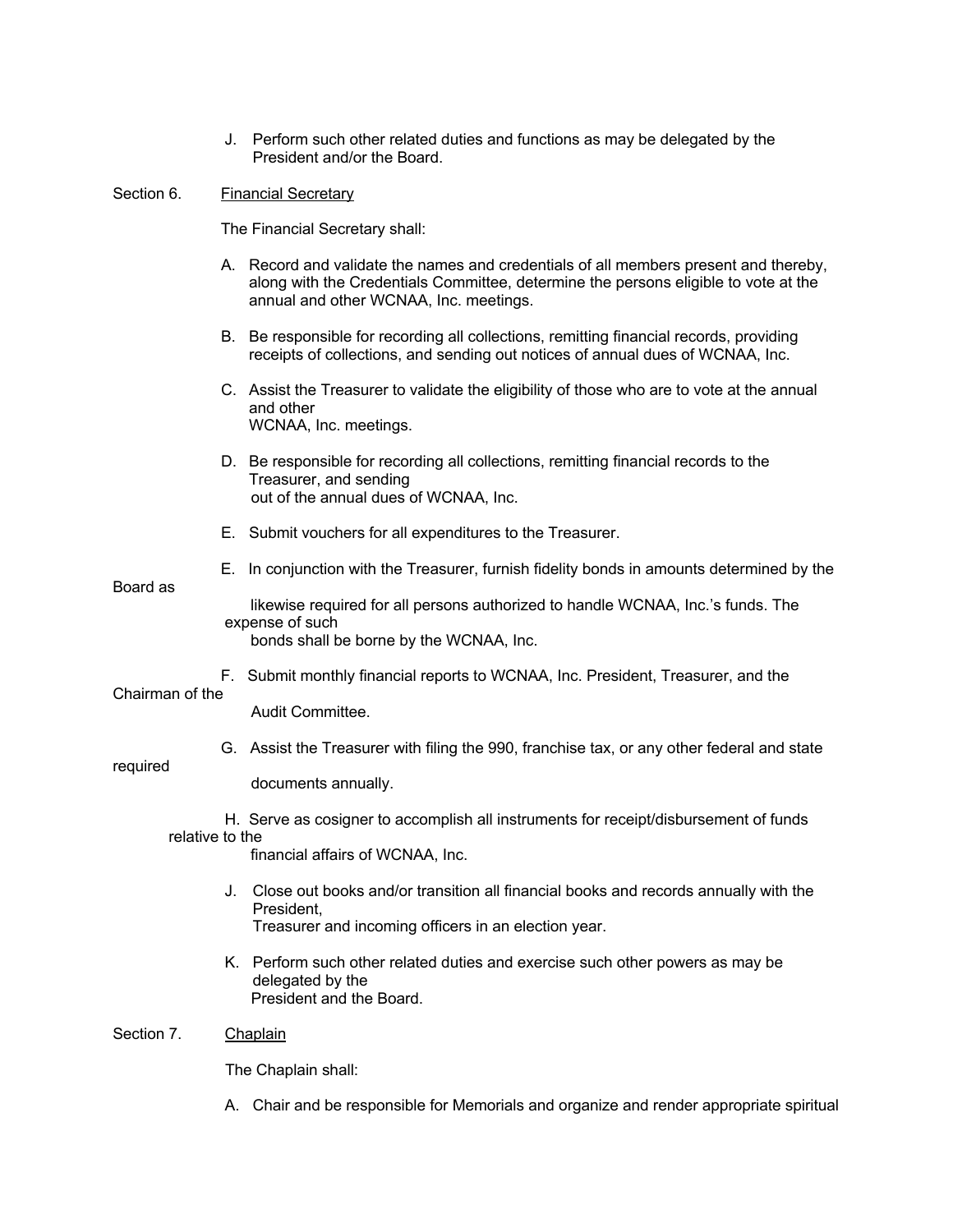J. Perform such other related duties and functions as may be delegated by the President and/or the Board.

Section 6. <u>Financial Secretary</u>

The Financial Secretary shall:

A. Record and validate the names and credentials of all members present and thereby, along with the Credentials Committee, determine the persons eligible to vote at the annual and other WCNAA, Inc. meetings.

B. Be responsible for recording all collections, remitting financial records, providing receipts of collections, and sending out notices of annual dues of WCNAA, Inc.

C. Assist the Treasurer to validate the eligibility of those who are to vote at the annual and other WCNAA, Inc. meetings.

D. Be responsible for recording all collections, remitting financial records to the Treasurer, and sending out of the annual dues of WCNAA, Inc.

E. Submit vouchers for all expenditures to the Treasurer.

E. In conjunction with the Treasurer, furnish fidelity bonds in amounts determined by the Board as likewise required for all persons authorized to handle WCNAA, Inc.'s funds. The expense of such bonds shall be borne by the WCNAA, Inc.

F. Submit monthly financial reports to WCNAA, Inc. President, Treasurer, and the Chairman of the Audit Committee.

G. Assist the Treasurer with filing the 990, franchise tax, or any other federal and state required documents annually.

H. Serve as cosigner to accomplish all instruments for receipt/disbursement of funds relative to the financial affairs of WCNAA, Inc.

J. Close out books and/or transition all financial books and records annually with the President, Treasurer and incoming officers in an election year.

K. Perform such other related duties and exercise such other powers as may be delegated by the President and the Board.

Section 7. <u>Chaplain</u>

The Chaplain shall:

A. Chair and be responsible for Memorials and organize and render appropriate spiritual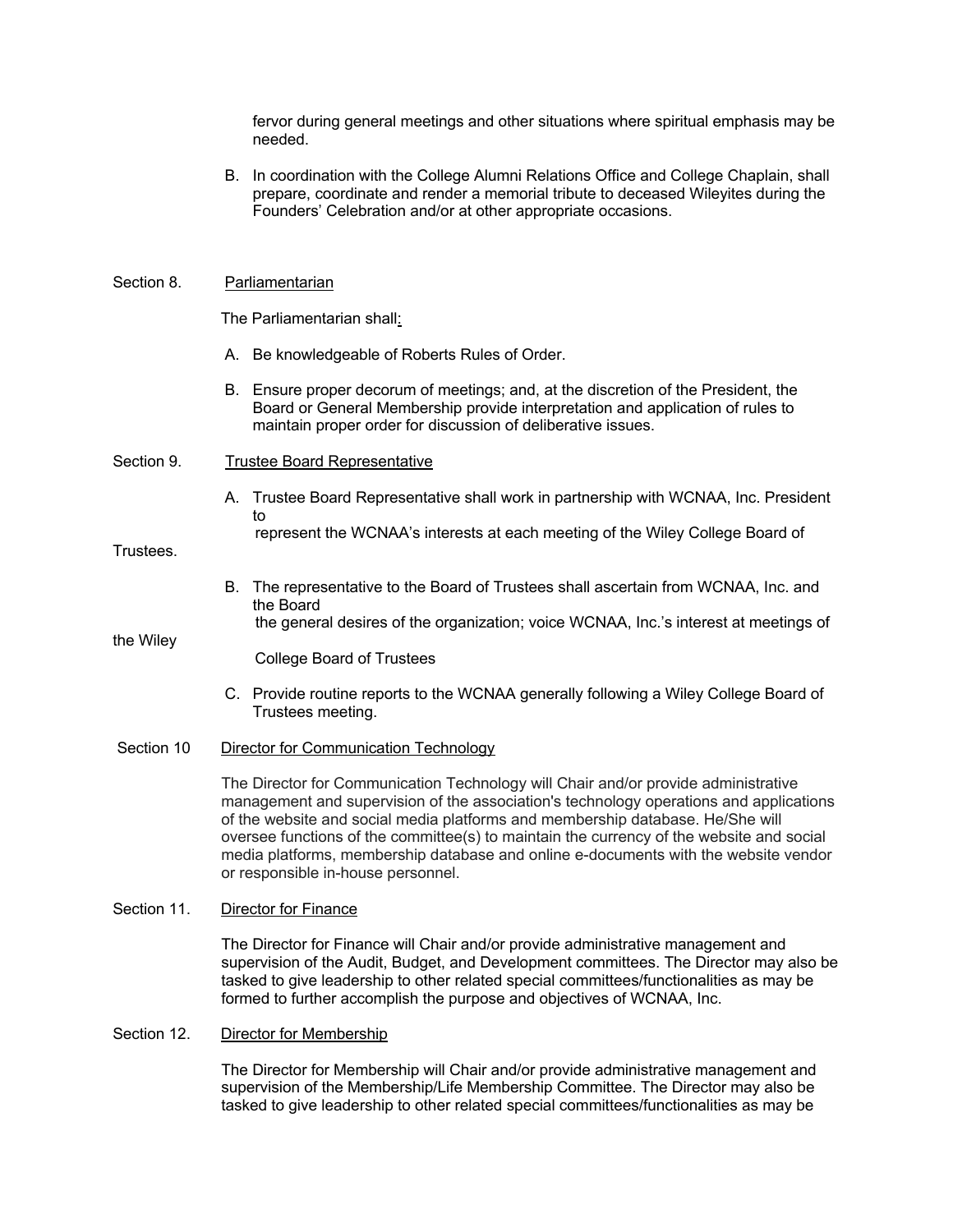fervor during general meetings and other situations where spiritual emphasis may be needed.

B. In coordination with the College Alumni Relations Office and College Chaplain, shall prepare, coordinate and render a memorial tribute to deceased Wileyites during the Founders' Celebration and/or at other appropriate occasions.

Section 8. Parliamentarian

The Parliamentarian shall:

A. Be knowledgeable of Roberts Rules of Order.

B. Ensure proper decorum of meetings; and, at the discretion of the President, the Board or General Membership provide interpretation and application of rules to maintain proper order for discussion of deliberative issues.

Section 9. Trustee Board Representative

A. Trustee Board Representative shall work in partnership with WCNAA, Inc. President to represent the WCNAA's interests at each meeting of the Wiley College Board of Trustees.

B. The representative to the Board of Trustees shall ascertain from WCNAA, Inc. and the Board the general desires of the organization; voice WCNAA, Inc.'s interest at meetings of the Wiley College Board of Trustees

C. Provide routine reports to the WCNAA generally following a Wiley College Board of Trustees meeting.

Section 10 Director for Communication Technology

The Director for Communication Technology will Chair and/or provide administrative management and supervision of the association's technology operations and applications of the website and social media platforms and membership database. He/She will oversee functions of the committee(s) to maintain the currency of the website and social media platforms, membership database and online e-documents with the website vendor or responsible in-house personnel.

Section 11. Director for Finance

The Director for Finance will Chair and/or provide administrative management and supervision of the Audit, Budget, and Development committees. The Director may also be tasked to give leadership to other related special committees/functionalities as may be formed to further accomplish the purpose and objectives of WCNAA, Inc.

Section 12. Director for Membership

The Director for Membership will Chair and/or provide administrative management and supervision of the Membership/Life Membership Committee. The Director may also be tasked to give leadership to other related special committees/functionalities as may be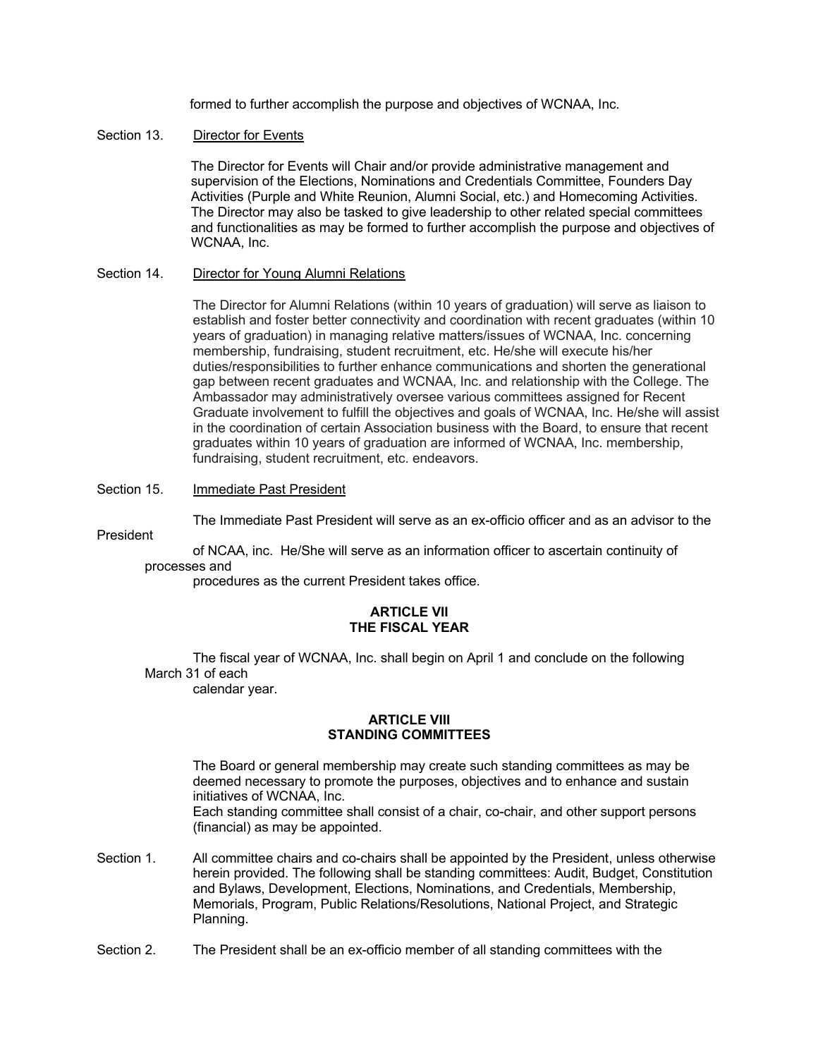formed to further accomplish the purpose and objectives of WCNAA, Inc.

Section 13. Director for Events

The Director for Events will Chair and/or provide administrative management and supervision of the Elections, Nominations and Credentials Committee, Founders Day Activities (Purple and White Reunion, Alumni Social, etc.) and Homecoming Activities. The Director may also be tasked to give leadership to other related special committees and functionalities as may be formed to further accomplish the purpose and objectives of WCNAA, Inc.

Section 14. Director for Young Alumni Relations

The Director for Alumni Relations (within 10 years of graduation) will serve as liaison to establish and foster better connectivity and coordination with recent graduates (within 10 years of graduation) in managing relative matters/issues of WCNAA, Inc. concerning membership, fundraising, student recruitment, etc. He/she will execute his/her duties/responsibilities to further enhance communications and shorten the generational gap between recent graduates and WCNAA, Inc. and relationship with the College. The Ambassador may administratively oversee various committees assigned for Recent Graduate involvement to fulfill the objectives and goals of WCNAA, Inc. He/she will assist in the coordination of certain Association business with the Board, to ensure that recent graduates within 10 years of graduation are informed of WCNAA, Inc. membership, fundraising, student recruitment, etc. endeavors.

Section 15. Immediate Past President

The Immediate Past President will serve as an ex-officio officer and as an advisor to the President of NCAA, inc. He/She will serve as an information officer to ascertain continuity of processes and procedures as the current President takes office.

**ARTICLE VII**
**THE FISCAL YEAR**

The fiscal year of WCNAA, Inc. shall begin on April 1 and conclude on the following March 31 of each calendar year.

**ARTICLE VIII**
**STANDING COMMITTEES**

The Board or general membership may create such standing committees as may be deemed necessary to promote the purposes, objectives and to enhance and sustain initiatives of WCNAA, Inc.
Each standing committee shall consist of a chair, co-chair, and other support persons (financial) as may be appointed.

Section 1. All committee chairs and co-chairs shall be appointed by the President, unless otherwise herein provided. The following shall be standing committees: Audit, Budget, Constitution and Bylaws, Development, Elections, Nominations, and Credentials, Membership, Memorials, Program, Public Relations/Resolutions, National Project, and Strategic Planning.

Section 2. The President shall be an ex-officio member of all standing committees with the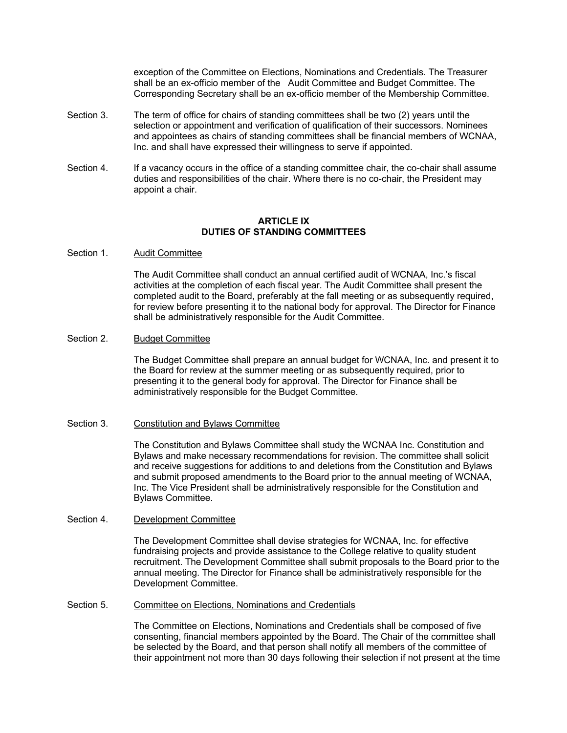exception of the Committee on Elections, Nominations and Credentials. The Treasurer shall be an ex-officio member of the Audit Committee and Budget Committee. The Corresponding Secretary shall be an ex-officio member of the Membership Committee.

Section 3. The term of office for chairs of standing committees shall be two (2) years until the selection or appointment and verification of qualification of their successors. Nominees and appointees as chairs of standing committees shall be financial members of WCNAA, Inc. and shall have expressed their willingness to serve if appointed.

Section 4. If a vacancy occurs in the office of a standing committee chair, the co-chair shall assume duties and responsibilities of the chair. Where there is no co-chair, the President may appoint a chair.

## ARTICLE IX
## DUTIES OF STANDING COMMITTEES

Section 1. Audit Committee

The Audit Committee shall conduct an annual certified audit of WCNAA, Inc.'s fiscal activities at the completion of each fiscal year. The Audit Committee shall present the completed audit to the Board, preferably at the fall meeting or as subsequently required, for review before presenting it to the national body for approval. The Director for Finance shall be administratively responsible for the Audit Committee.

Section 2. Budget Committee

The Budget Committee shall prepare an annual budget for WCNAA, Inc. and present it to the Board for review at the summer meeting or as subsequently required, prior to presenting it to the general body for approval. The Director for Finance shall be administratively responsible for the Budget Committee.

Section 3. Constitution and Bylaws Committee

The Constitution and Bylaws Committee shall study the WCNAA Inc. Constitution and Bylaws and make necessary recommendations for revision. The committee shall solicit and receive suggestions for additions to and deletions from the Constitution and Bylaws and submit proposed amendments to the Board prior to the annual meeting of WCNAA, Inc. The Vice President shall be administratively responsible for the Constitution and Bylaws Committee.

Section 4. Development Committee

The Development Committee shall devise strategies for WCNAA, Inc. for effective fundraising projects and provide assistance to the College relative to quality student recruitment. The Development Committee shall submit proposals to the Board prior to the annual meeting. The Director for Finance shall be administratively responsible for the Development Committee.

Section 5. Committee on Elections, Nominations and Credentials

The Committee on Elections, Nominations and Credentials shall be composed of five consenting, financial members appointed by the Board. The Chair of the committee shall be selected by the Board, and that person shall notify all members of the committee of their appointment not more than 30 days following their selection if not present at the time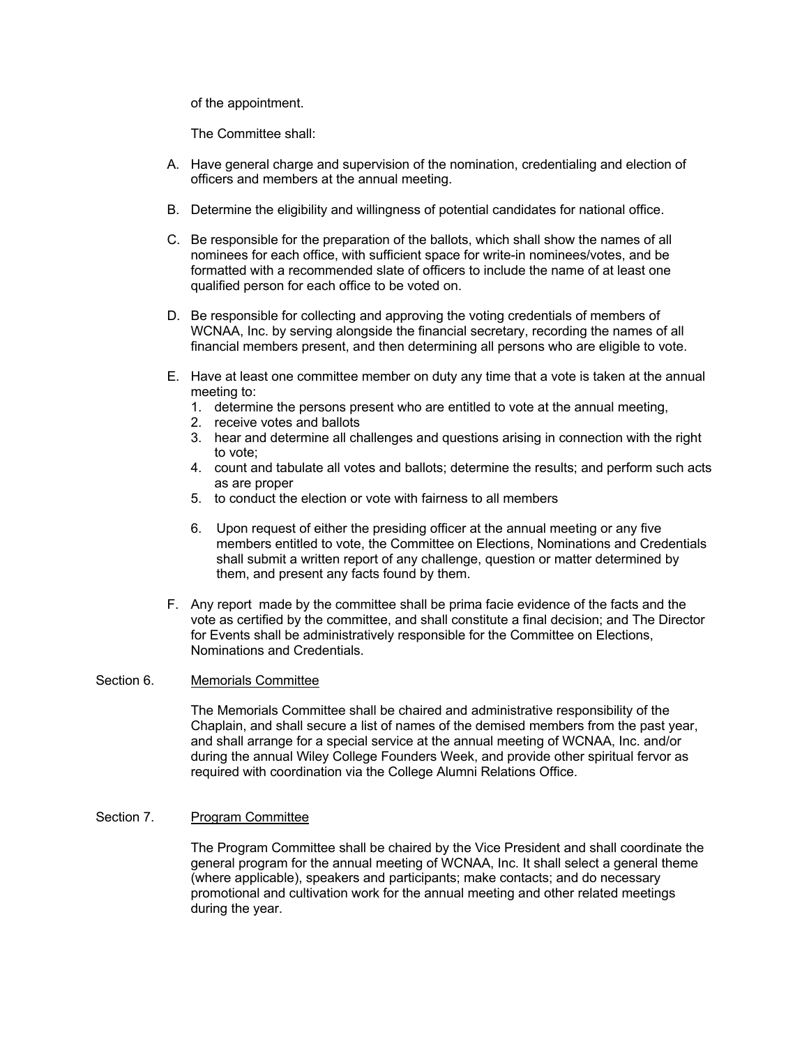of the appointment.

The Committee shall:

A. Have general charge and supervision of the nomination, credentialing and election of officers and members at the annual meeting.

B. Determine the eligibility and willingness of potential candidates for national office.

C. Be responsible for the preparation of the ballots, which shall show the names of all nominees for each office, with sufficient space for write-in nominees/votes, and be formatted with a recommended slate of officers to include the name of at least one qualified person for each office to be voted on.

D. Be responsible for collecting and approving the voting credentials of members of WCNAA, Inc. by serving alongside the financial secretary, recording the names of all financial members present, and then determining all persons who are eligible to vote.

E. Have at least one committee member on duty any time that a vote is taken at the annual meeting to:
   1. determine the persons present who are entitled to vote at the annual meeting,
   2. receive votes and ballots
   3. hear and determine all challenges and questions arising in connection with the right to vote;
   4. count and tabulate all votes and ballots; determine the results; and perform such acts as are proper
   5. to conduct the election or vote with fairness to all members
   6. Upon request of either the presiding officer at the annual meeting or any five members entitled to vote, the Committee on Elections, Nominations and Credentials shall submit a written report of any challenge, question or matter determined by them, and present any facts found by them.

F. Any report made by the committee shall be prima facie evidence of the facts and the vote as certified by the committee, and shall constitute a final decision; and The Director for Events shall be administratively responsible for the Committee on Elections, Nominations and Credentials.

Section 6. Memorials Committee

The Memorials Committee shall be chaired and administrative responsibility of the Chaplain, and shall secure a list of names of the demised members from the past year, and shall arrange for a special service at the annual meeting of WCNAA, Inc. and/or during the annual Wiley College Founders Week, and provide other spiritual fervor as required with coordination via the College Alumni Relations Office.

Section 7. Program Committee

The Program Committee shall be chaired by the Vice President and shall coordinate the general program for the annual meeting of WCNAA, Inc. It shall select a general theme (where applicable), speakers and participants; make contacts; and do necessary promotional and cultivation work for the annual meeting and other related meetings during the year.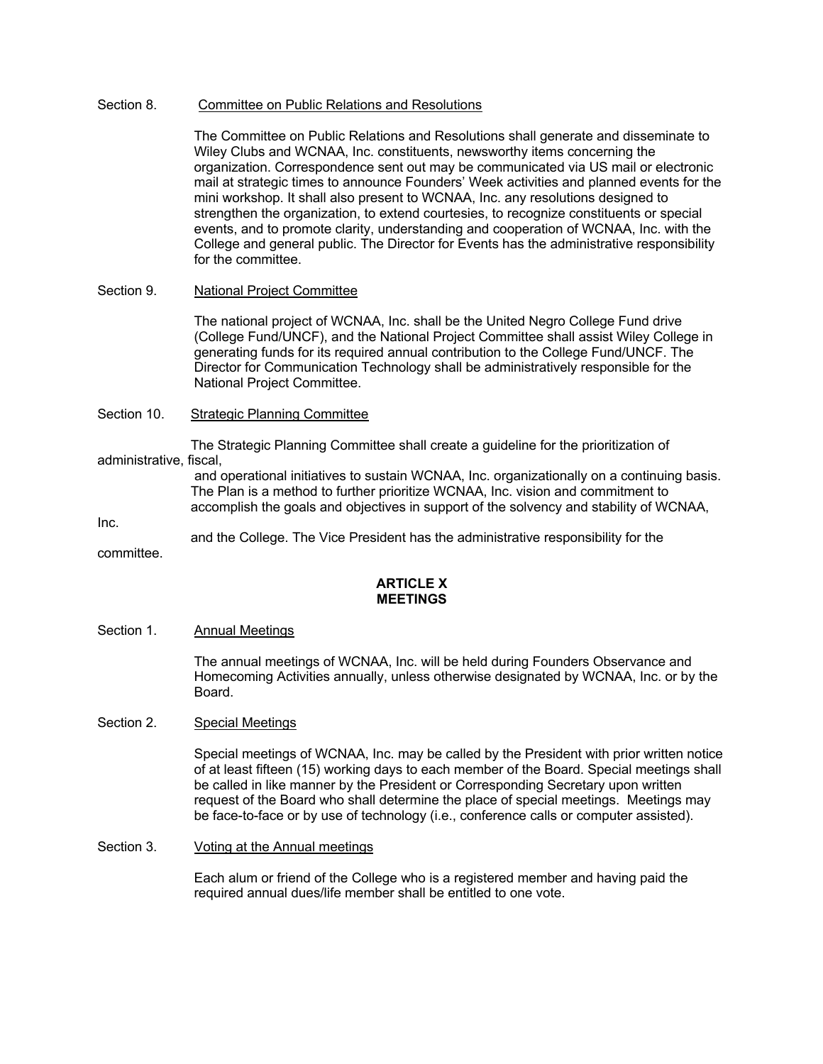Section 8. Committee on Public Relations and Resolutions

The Committee on Public Relations and Resolutions shall generate and disseminate to Wiley Clubs and WCNAA, Inc. constituents, newsworthy items concerning the organization. Correspondence sent out may be communicated via US mail or electronic mail at strategic times to announce Founders' Week activities and planned events for the mini workshop. It shall also present to WCNAA, Inc. any resolutions designed to strengthen the organization, to extend courtesies, to recognize constituents or special events, and to promote clarity, understanding and cooperation of WCNAA, Inc. with the College and general public. The Director for Events has the administrative responsibility for the committee.

Section 9. National Project Committee

The national project of WCNAA, Inc. shall be the United Negro College Fund drive (College Fund/UNCF), and the National Project Committee shall assist Wiley College in generating funds for its required annual contribution to the College Fund/UNCF. The Director for Communication Technology shall be administratively responsible for the National Project Committee.

Section 10. Strategic Planning Committee

The Strategic Planning Committee shall create a guideline for the prioritization of administrative, fiscal, and operational initiatives to sustain WCNAA, Inc. organizationally on a continuing basis. The Plan is a method to further prioritize WCNAA, Inc. vision and commitment to accomplish the goals and objectives in support of the solvency and stability of WCNAA, Inc. and the College. The Vice President has the administrative responsibility for the committee.

## ARTICLE X
## MEETINGS

Section 1. Annual Meetings

The annual meetings of WCNAA, Inc. will be held during Founders Observance and Homecoming Activities annually, unless otherwise designated by WCNAA, Inc. or by the Board.

Section 2. Special Meetings

Special meetings of WCNAA, Inc. may be called by the President with prior written notice of at least fifteen (15) working days to each member of the Board. Special meetings shall be called in like manner by the President or Corresponding Secretary upon written request of the Board who shall determine the place of special meetings. Meetings may be face-to-face or by use of technology (i.e., conference calls or computer assisted).

Section 3. Voting at the Annual meetings

Each alum or friend of the College who is a registered member and having paid the required annual dues/life member shall be entitled to one vote.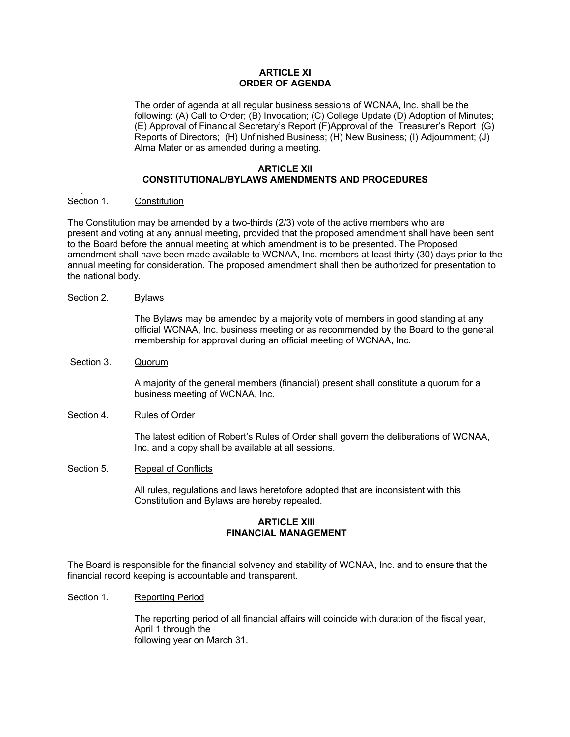## ARTICLE XI
## ORDER OF AGENDA

The order of agenda at all regular business sessions of WCNAA, Inc. shall be the following: (A) Call to Order; (B) Invocation; (C) College Update (D) Adoption of Minutes; (E) Approval of Financial Secretary's Report (F)Approval of the Treasurer's Report (G) Reports of Directors; (H) Unfinished Business; (H) New Business; (I) Adjournment; (J) Alma Mater or as amended during a meeting.

## ARTICLE XII
## CONSTITUTIONAL/BYLAWS AMENDMENTS AND PROCEDURES

Section 1. Constitution

The Constitution may be amended by a two-thirds (2/3) vote of the active members who are present and voting at any annual meeting, provided that the proposed amendment shall have been sent to the Board before the annual meeting at which amendment is to be presented. The Proposed amendment shall have been made available to WCNAA, Inc. members at least thirty (30) days prior to the annual meeting for consideration. The proposed amendment shall then be authorized for presentation to the national body.

Section 2. Bylaws

The Bylaws may be amended by a majority vote of members in good standing at any official WCNAA, Inc. business meeting or as recommended by the Board to the general membership for approval during an official meeting of WCNAA, Inc.

Section 3. Quorum

A majority of the general members (financial) present shall constitute a quorum for a business meeting of WCNAA, Inc.

Section 4. Rules of Order

The latest edition of Robert's Rules of Order shall govern the deliberations of WCNAA, Inc. and a copy shall be available at all sessions.

Section 5. Repeal of Conflicts

All rules, regulations and laws heretofore adopted that are inconsistent with this Constitution and Bylaws are hereby repealed.

## ARTICLE XIII
## FINANCIAL MANAGEMENT

The Board is responsible for the financial solvency and stability of WCNAA, Inc. and to ensure that the financial record keeping is accountable and transparent.

Section 1. Reporting Period

The reporting period of all financial affairs will coincide with duration of the fiscal year, April 1 through the following year on March 31.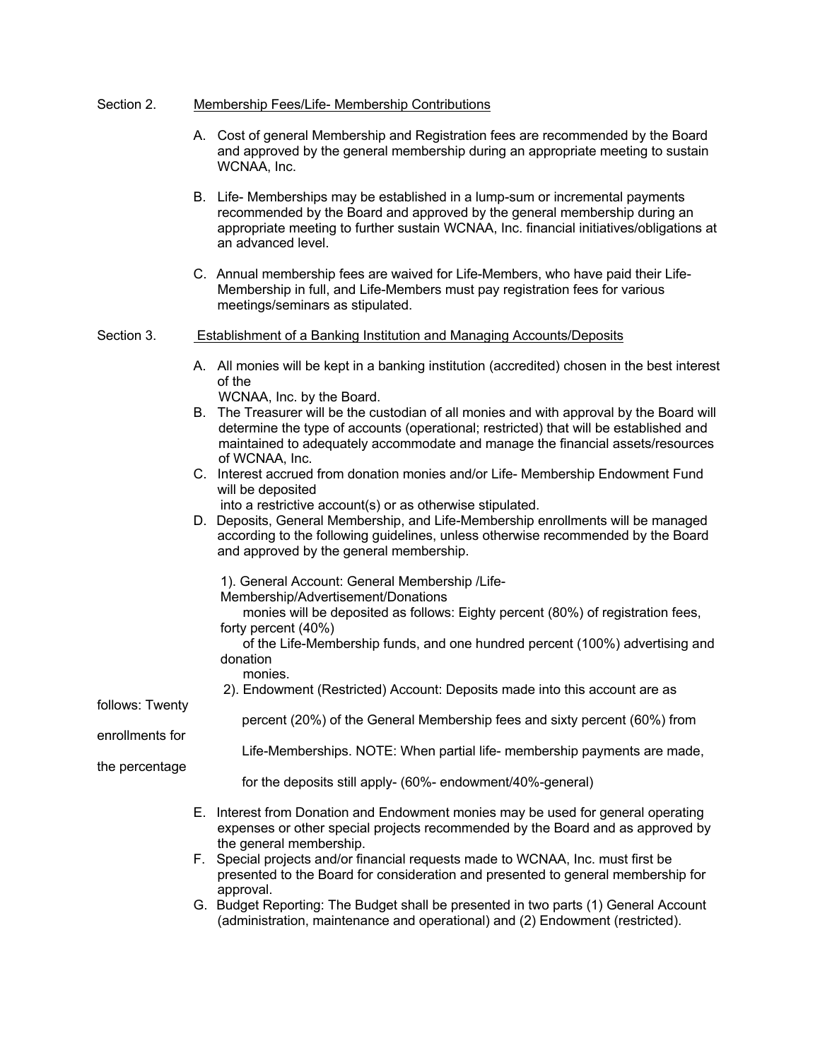Section 2. Membership Fees/Life- Membership Contributions

A. Cost of general Membership and Registration fees are recommended by the Board and approved by the general membership during an appropriate meeting to sustain WCNAA, Inc.

B. Life- Memberships may be established in a lump-sum or incremental payments recommended by the Board and approved by the general membership during an appropriate meeting to further sustain WCNAA, Inc. financial initiatives/obligations at an advanced level.

C. Annual membership fees are waived for Life-Members, who have paid their Life-Membership in full, and Life-Members must pay registration fees for various meetings/seminars as stipulated.

Section 3. Establishment of a Banking Institution and Managing Accounts/Deposits

A. All monies will be kept in a banking institution (accredited) chosen in the best interest of the WCNAA, Inc. by the Board.

B. The Treasurer will be the custodian of all monies and with approval by the Board will determine the type of accounts (operational; restricted) that will be established and maintained to adequately accommodate and manage the financial assets/resources of WCNAA, Inc.

C. Interest accrued from donation monies and/or Life- Membership Endowment Fund will be deposited into a restrictive account(s) or as otherwise stipulated.

D. Deposits, General Membership, and Life-Membership enrollments will be managed according to the following guidelines, unless otherwise recommended by the Board and approved by the general membership.

1). General Account: General Membership /Life-Membership/Advertisement/Donations monies will be deposited as follows: Eighty percent (80%) of registration fees, forty percent (40%) of the Life-Membership funds, and one hundred percent (100%) advertising and donation monies.

2). Endowment (Restricted) Account: Deposits made into this account are as follows: Twenty percent (20%) of the General Membership fees and sixty percent (60%) from enrollments for Life-Memberships. NOTE: When partial life- membership payments are made, the percentage for the deposits still apply- (60%- endowment/40%-general)

E. Interest from Donation and Endowment monies may be used for general operating expenses or other special projects recommended by the Board and as approved by the general membership.

F. Special projects and/or financial requests made to WCNAA, Inc. must first be presented to the Board for consideration and presented to general membership for approval.

G. Budget Reporting: The Budget shall be presented in two parts (1) General Account (administration, maintenance and operational) and (2) Endowment (restricted).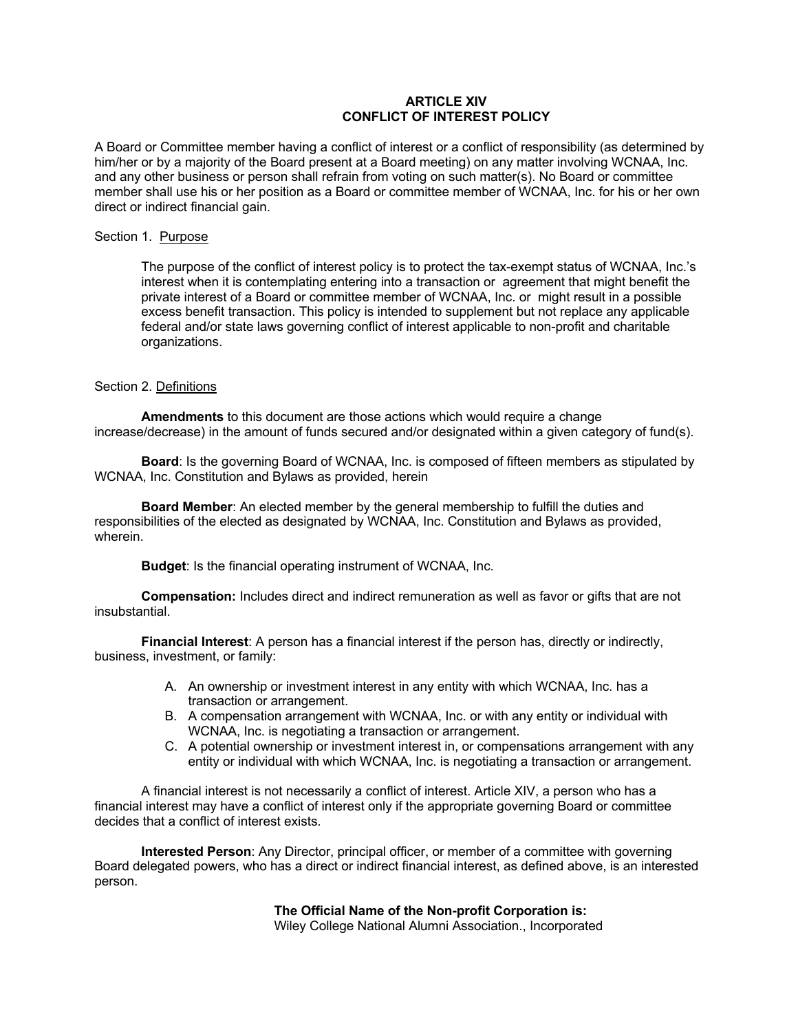## ARTICLE XIV
## CONFLICT OF INTEREST POLICY

A Board or Committee member having a conflict of interest or a conflict of responsibility (as determined by him/her or by a majority of the Board present at a Board meeting) on any matter involving WCNAA, Inc. and any other business or person shall refrain from voting on such matter(s). No Board or committee member shall use his or her position as a Board or committee member of WCNAA, Inc. for his or her own direct or indirect financial gain.

Section 1. Purpose

The purpose of the conflict of interest policy is to protect the tax-exempt status of WCNAA, Inc.'s interest when it is contemplating entering into a transaction or agreement that might benefit the private interest of a Board or committee member of WCNAA, Inc. or might result in a possible excess benefit transaction. This policy is intended to supplement but not replace any applicable federal and/or state laws governing conflict of interest applicable to non-profit and charitable organizations.

Section 2. Definitions

**Amendments** to this document are those actions which would require a change increase/decrease) in the amount of funds secured and/or designated within a given category of fund(s).

**Board**: Is the governing Board of WCNAA, Inc. is composed of fifteen members as stipulated by WCNAA, Inc. Constitution and Bylaws as provided, herein

**Board Member**: An elected member by the general membership to fulfill the duties and responsibilities of the elected as designated by WCNAA, Inc. Constitution and Bylaws as provided, wherein.

**Budget**: Is the financial operating instrument of WCNAA, Inc.

**Compensation:** Includes direct and indirect remuneration as well as favor or gifts that are not insubstantial.

**Financial Interest**: A person has a financial interest if the person has, directly or indirectly, business, investment, or family:

A. An ownership or investment interest in any entity with which WCNAA, Inc. has a transaction or arrangement.
B. A compensation arrangement with WCNAA, Inc. or with any entity or individual with WCNAA, Inc. is negotiating a transaction or arrangement.
C. A potential ownership or investment interest in, or compensations arrangement with any entity or individual with which WCNAA, Inc. is negotiating a transaction or arrangement.

A financial interest is not necessarily a conflict of interest. Article XIV, a person who has a financial interest may have a conflict of interest only if the appropriate governing Board or committee decides that a conflict of interest exists.

**Interested Person**: Any Director, principal officer, or member of a committee with governing Board delegated powers, who has a direct or indirect financial interest, as defined above, is an interested person.

**The Official Name of the Non-profit Corporation is:**
Wiley College National Alumni Association., Incorporated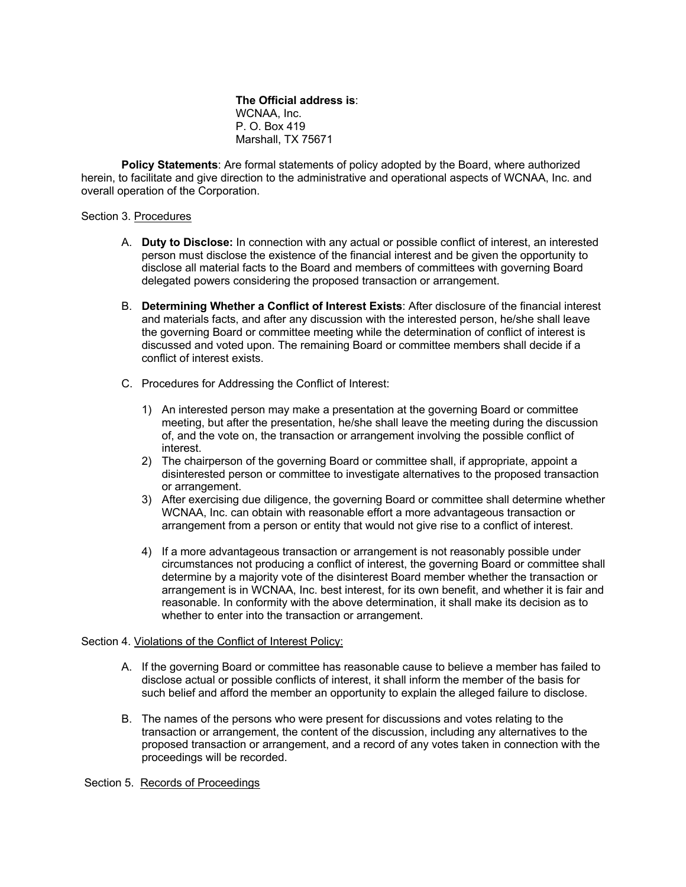**The Official address is**:
WCNAA, Inc.
P. O. Box 419
Marshall, TX 75671

**Policy Statements**: Are formal statements of policy adopted by the Board, where authorized herein, to facilitate and give direction to the administrative and operational aspects of WCNAA, Inc. and overall operation of the Corporation.

Section 3. Procedures

A. **Duty to Disclose:** In connection with any actual or possible conflict of interest, an interested person must disclose the existence of the financial interest and be given the opportunity to disclose all material facts to the Board and members of committees with governing Board delegated powers considering the proposed transaction or arrangement.

B. **Determining Whether a Conflict of Interest Exists**: After disclosure of the financial interest and materials facts, and after any discussion with the interested person, he/she shall leave the governing Board or committee meeting while the determination of conflict of interest is discussed and voted upon. The remaining Board or committee members shall decide if a conflict of interest exists.

C. Procedures for Addressing the Conflict of Interest:

1) An interested person may make a presentation at the governing Board or committee meeting, but after the presentation, he/she shall leave the meeting during the discussion of, and the vote on, the transaction or arrangement involving the possible conflict of interest.
2) The chairperson of the governing Board or committee shall, if appropriate, appoint a disinterested person or committee to investigate alternatives to the proposed transaction or arrangement.
3) After exercising due diligence, the governing Board or committee shall determine whether WCNAA, Inc. can obtain with reasonable effort a more advantageous transaction or arrangement from a person or entity that would not give rise to a conflict of interest.
4) If a more advantageous transaction or arrangement is not reasonably possible under circumstances not producing a conflict of interest, the governing Board or committee shall determine by a majority vote of the disinterest Board member whether the transaction or arrangement is in WCNAA, Inc. best interest, for its own benefit, and whether it is fair and reasonable. In conformity with the above determination, it shall make its decision as to whether to enter into the transaction or arrangement.

Section 4. Violations of the Conflict of Interest Policy:

A. If the governing Board or committee has reasonable cause to believe a member has failed to disclose actual or possible conflicts of interest, it shall inform the member of the basis for such belief and afford the member an opportunity to explain the alleged failure to disclose.

B. The names of the persons who were present for discussions and votes relating to the transaction or arrangement, the content of the discussion, including any alternatives to the proposed transaction or arrangement, and a record of any votes taken in connection with the proceedings will be recorded.

Section 5. Records of Proceedings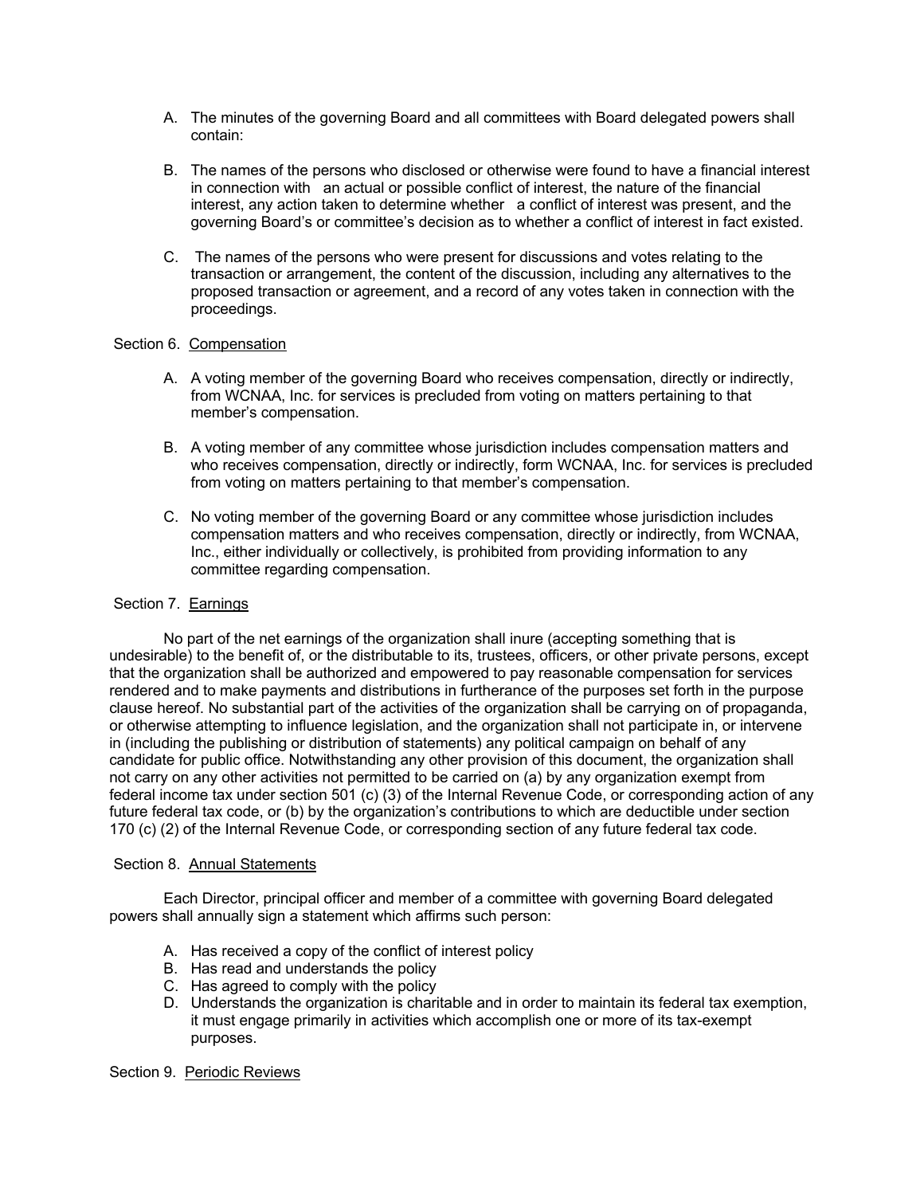A. The minutes of the governing Board and all committees with Board delegated powers shall contain:

B. The names of the persons who disclosed or otherwise were found to have a financial interest in connection with an actual or possible conflict of interest, the nature of the financial interest, any action taken to determine whether a conflict of interest was present, and the governing Board's or committee's decision as to whether a conflict of interest in fact existed.

C. The names of the persons who were present for discussions and votes relating to the transaction or arrangement, the content of the discussion, including any alternatives to the proposed transaction or agreement, and a record of any votes taken in connection with the proceedings.

Section 6. Compensation

A. A voting member of the governing Board who receives compensation, directly or indirectly, from WCNAA, Inc. for services is precluded from voting on matters pertaining to that member's compensation.

B. A voting member of any committee whose jurisdiction includes compensation matters and who receives compensation, directly or indirectly, form WCNAA, Inc. for services is precluded from voting on matters pertaining to that member's compensation.

C. No voting member of the governing Board or any committee whose jurisdiction includes compensation matters and who receives compensation, directly or indirectly, from WCNAA, Inc., either individually or collectively, is prohibited from providing information to any committee regarding compensation.

Section 7. Earnings

No part of the net earnings of the organization shall inure (accepting something that is undesirable) to the benefit of, or the distributable to its, trustees, officers, or other private persons, except that the organization shall be authorized and empowered to pay reasonable compensation for services rendered and to make payments and distributions in furtherance of the purposes set forth in the purpose clause hereof. No substantial part of the activities of the organization shall be carrying on of propaganda, or otherwise attempting to influence legislation, and the organization shall not participate in, or intervene in (including the publishing or distribution of statements) any political campaign on behalf of any candidate for public office. Notwithstanding any other provision of this document, the organization shall not carry on any other activities not permitted to be carried on (a) by any organization exempt from federal income tax under section 501 (c) (3) of the Internal Revenue Code, or corresponding action of any future federal tax code, or (b) by the organization's contributions to which are deductible under section 170 (c) (2) of the Internal Revenue Code, or corresponding section of any future federal tax code.

Section 8. Annual Statements

Each Director, principal officer and member of a committee with governing Board delegated powers shall annually sign a statement which affirms such person:

A. Has received a copy of the conflict of interest policy
B. Has read and understands the policy
C. Has agreed to comply with the policy
D. Understands the organization is charitable and in order to maintain its federal tax exemption, it must engage primarily in activities which accomplish one or more of its tax-exempt purposes.

Section 9. Periodic Reviews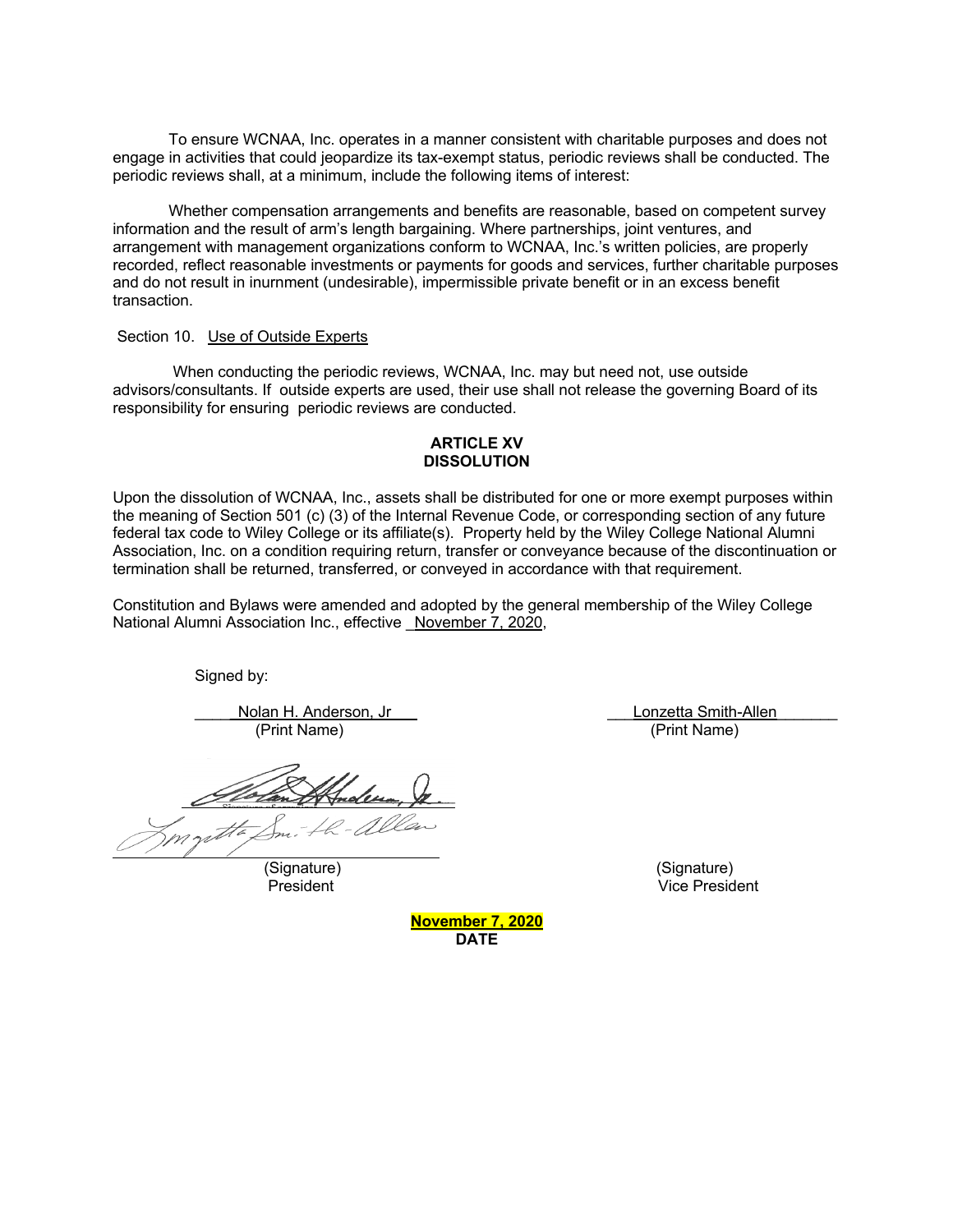To ensure WCNAA, Inc. operates in a manner consistent with charitable purposes and does not engage in activities that could jeopardize its tax-exempt status, periodic reviews shall be conducted. The periodic reviews shall, at a minimum, include the following items of interest:

Whether compensation arrangements and benefits are reasonable, based on competent survey information and the result of arm's length bargaining. Where partnerships, joint ventures, and arrangement with management organizations conform to WCNAA, Inc.'s written policies, are properly recorded, reflect reasonable investments or payments for goods and services, further charitable purposes and do not result in inurnment (undesirable), impermissible private benefit or in an excess benefit transaction.

Section 10. Use of Outside Experts

When conducting the periodic reviews, WCNAA, Inc. may but need not, use outside advisors/consultants. If outside experts are used, their use shall not release the governing Board of its responsibility for ensuring periodic reviews are conducted.

## ARTICLE XV
## DISSOLUTION

Upon the dissolution of WCNAA, Inc., assets shall be distributed for one or more exempt purposes within the meaning of Section 501 (c) (3) of the Internal Revenue Code, or corresponding section of any future federal tax code to Wiley College or its affiliate(s). Property held by the Wiley College National Alumni Association, Inc. on a condition requiring return, transfer or conveyance because of the discontinuation or termination shall be returned, transferred, or conveyed in accordance with that requirement.

Constitution and Bylaws were amended and adopted by the general membership of the Wiley College National Alumni Association Inc., effective November 7, 2020,

Signed by:

Nolan H. Anderson, Jr
(Print Name)

Lonzetta Smith-Allen
(Print Name)

(Signature)
President

(Signature)
Vice President

**November 7, 2020**
**DATE**